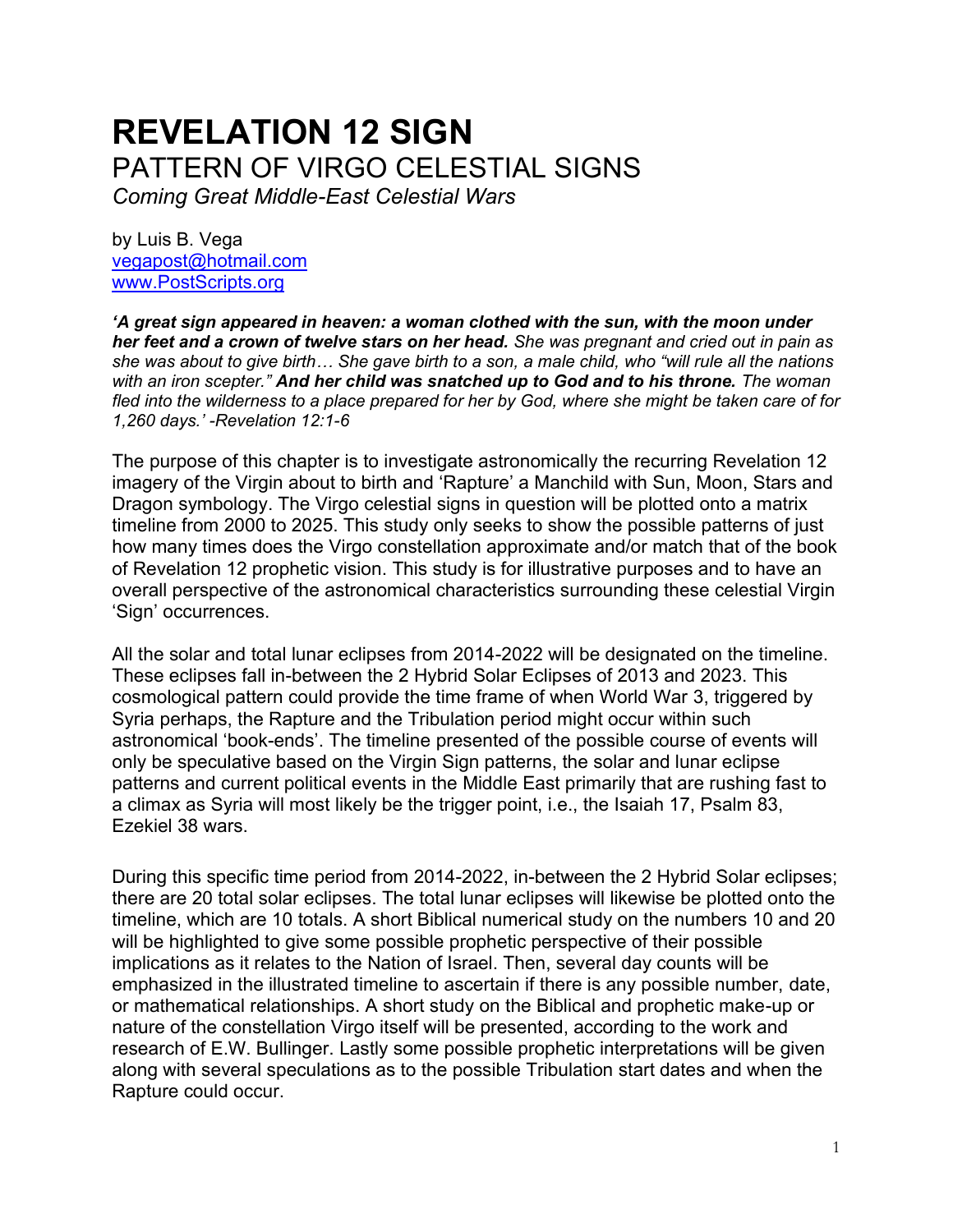# REVELATION 12 SIGN

## PATTERN OF VIRGO CELESTIAL SIGNS

*Coming Great Middle-East Celestial Wars*

by Luis B. Vega
vegapost@hotmail.com
www.PostScripts.org

***'A great sign appeared in heaven: a woman clothed with the sun, with the moon under her feet and a crown of twelve stars on her head.*** *She was pregnant and cried out in pain as she was about to give birth… She gave birth to a son, a male child, who "will rule all the nations with an iron scepter."* ***And her child was snatched up to God and to his throne.*** *The woman fled into the wilderness to a place prepared for her by God, where she might be taken care of for 1,260 days.' -Revelation 12:1-6*

The purpose of this chapter is to investigate astronomically the recurring Revelation 12 imagery of the Virgin about to birth and 'Rapture' a Manchild with Sun, Moon, Stars and Dragon symbology. The Virgo celestial signs in question will be plotted onto a matrix timeline from 2000 to 2025. This study only seeks to show the possible patterns of just how many times does the Virgo constellation approximate and/or match that of the book of Revelation 12 prophetic vision. This study is for illustrative purposes and to have an overall perspective of the astronomical characteristics surrounding these celestial Virgin 'Sign' occurrences.

All the solar and total lunar eclipses from 2014-2022 will be designated on the timeline. These eclipses fall in-between the 2 Hybrid Solar Eclipses of 2013 and 2023. This cosmological pattern could provide the time frame of when World War 3, triggered by Syria perhaps, the Rapture and the Tribulation period might occur within such astronomical 'book-ends'. The timeline presented of the possible course of events will only be speculative based on the Virgin Sign patterns, the solar and lunar eclipse patterns and current political events in the Middle East primarily that are rushing fast to a climax as Syria will most likely be the trigger point, i.e., the Isaiah 17, Psalm 83, Ezekiel 38 wars.

During this specific time period from 2014-2022, in-between the 2 Hybrid Solar eclipses; there are 20 total solar eclipses. The total lunar eclipses will likewise be plotted onto the timeline, which are 10 totals. A short Biblical numerical study on the numbers 10 and 20 will be highlighted to give some possible prophetic perspective of their possible implications as it relates to the Nation of Israel. Then, several day counts will be emphasized in the illustrated timeline to ascertain if there is any possible number, date, or mathematical relationships. A short study on the Biblical and prophetic make-up or nature of the constellation Virgo itself will be presented, according to the work and research of E.W. Bullinger. Lastly some possible prophetic interpretations will be given along with several speculations as to the possible Tribulation start dates and when the Rapture could occur.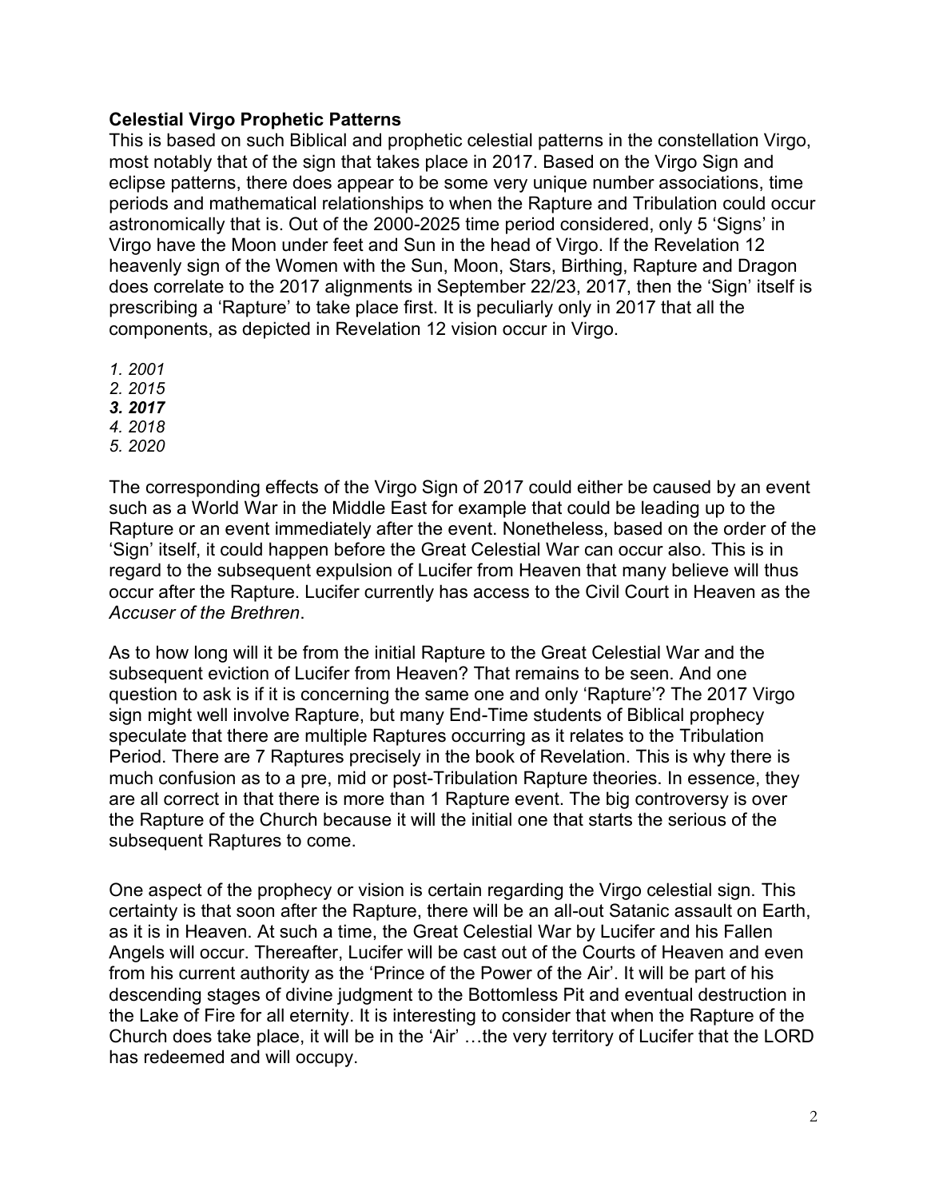**Celestial Virgo Prophetic Patterns**

This is based on such Biblical and prophetic celestial patterns in the constellation Virgo, most notably that of the sign that takes place in 2017. Based on the Virgo Sign and eclipse patterns, there does appear to be some very unique number associations, time periods and mathematical relationships to when the Rapture and Tribulation could occur astronomically that is. Out of the 2000-2025 time period considered, only 5 'Signs' in Virgo have the Moon under feet and Sun in the head of Virgo. If the Revelation 12 heavenly sign of the Women with the Sun, Moon, Stars, Birthing, Rapture and Dragon does correlate to the 2017 alignments in September 22/23, 2017, then the 'Sign' itself is prescribing a 'Rapture' to take place first. It is peculiarly only in 2017 that all the components, as depicted in Revelation 12 vision occur in Virgo.

1. *2001*
2. *2015*
3. ***2017***
4. *2018*
5. *2020*

The corresponding effects of the Virgo Sign of 2017 could either be caused by an event such as a World War in the Middle East for example that could be leading up to the Rapture or an event immediately after the event. Nonetheless, based on the order of the 'Sign' itself, it could happen before the Great Celestial War can occur also. This is in regard to the subsequent expulsion of Lucifer from Heaven that many believe will thus occur after the Rapture. Lucifer currently has access to the Civil Court in Heaven as the *Accuser of the Brethren*.

As to how long will it be from the initial Rapture to the Great Celestial War and the subsequent eviction of Lucifer from Heaven? That remains to be seen. And one question to ask is if it is concerning the same one and only 'Rapture'? The 2017 Virgo sign might well involve Rapture, but many End-Time students of Biblical prophecy speculate that there are multiple Raptures occurring as it relates to the Tribulation Period. There are 7 Raptures precisely in the book of Revelation. This is why there is much confusion as to a pre, mid or post-Tribulation Rapture theories. In essence, they are all correct in that there is more than 1 Rapture event. The big controversy is over the Rapture of the Church because it will the initial one that starts the serious of the subsequent Raptures to come.

One aspect of the prophecy or vision is certain regarding the Virgo celestial sign. This certainty is that soon after the Rapture, there will be an all-out Satanic assault on Earth, as it is in Heaven. At such a time, the Great Celestial War by Lucifer and his Fallen Angels will occur. Thereafter, Lucifer will be cast out of the Courts of Heaven and even from his current authority as the 'Prince of the Power of the Air'. It will be part of his descending stages of divine judgment to the Bottomless Pit and eventual destruction in the Lake of Fire for all eternity. It is interesting to consider that when the Rapture of the Church does take place, it will be in the 'Air' …the very territory of Lucifer that the LORD has redeemed and will occupy.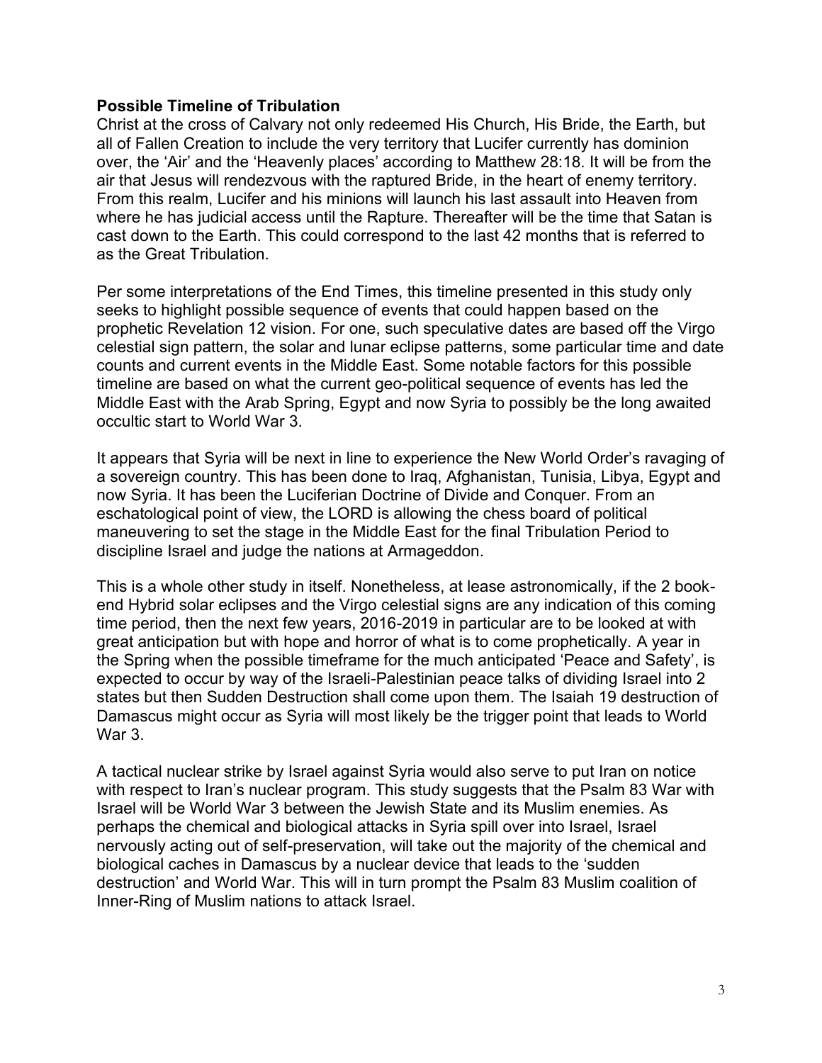**Possible Timeline of Tribulation**

Christ at the cross of Calvary not only redeemed His Church, His Bride, the Earth, but all of Fallen Creation to include the very territory that Lucifer currently has dominion over, the 'Air' and the 'Heavenly places' according to Matthew 28:18. It will be from the air that Jesus will rendezvous with the raptured Bride, in the heart of enemy territory. From this realm, Lucifer and his minions will launch his last assault into Heaven from where he has judicial access until the Rapture. Thereafter will be the time that Satan is cast down to the Earth. This could correspond to the last 42 months that is referred to as the Great Tribulation.

Per some interpretations of the End Times, this timeline presented in this study only seeks to highlight possible sequence of events that could happen based on the prophetic Revelation 12 vision. For one, such speculative dates are based off the Virgo celestial sign pattern, the solar and lunar eclipse patterns, some particular time and date counts and current events in the Middle East. Some notable factors for this possible timeline are based on what the current geo-political sequence of events has led the Middle East with the Arab Spring, Egypt and now Syria to possibly be the long awaited occultic start to World War 3.

It appears that Syria will be next in line to experience the New World Order's ravaging of a sovereign country. This has been done to Iraq, Afghanistan, Tunisia, Libya, Egypt and now Syria. It has been the Luciferian Doctrine of Divide and Conquer. From an eschatological point of view, the LORD is allowing the chess board of political maneuvering to set the stage in the Middle East for the final Tribulation Period to discipline Israel and judge the nations at Armageddon.

This is a whole other study in itself. Nonetheless, at lease astronomically, if the 2 book-end Hybrid solar eclipses and the Virgo celestial signs are any indication of this coming time period, then the next few years, 2016-2019 in particular are to be looked at with great anticipation but with hope and horror of what is to come prophetically. A year in the Spring when the possible timeframe for the much anticipated 'Peace and Safety', is expected to occur by way of the Israeli-Palestinian peace talks of dividing Israel into 2 states but then Sudden Destruction shall come upon them. The Isaiah 19 destruction of Damascus might occur as Syria will most likely be the trigger point that leads to World War 3.

A tactical nuclear strike by Israel against Syria would also serve to put Iran on notice with respect to Iran's nuclear program. This study suggests that the Psalm 83 War with Israel will be World War 3 between the Jewish State and its Muslim enemies. As perhaps the chemical and biological attacks in Syria spill over into Israel, Israel nervously acting out of self-preservation, will take out the majority of the chemical and biological caches in Damascus by a nuclear device that leads to the 'sudden destruction' and World War. This will in turn prompt the Psalm 83 Muslim coalition of Inner-Ring of Muslim nations to attack Israel.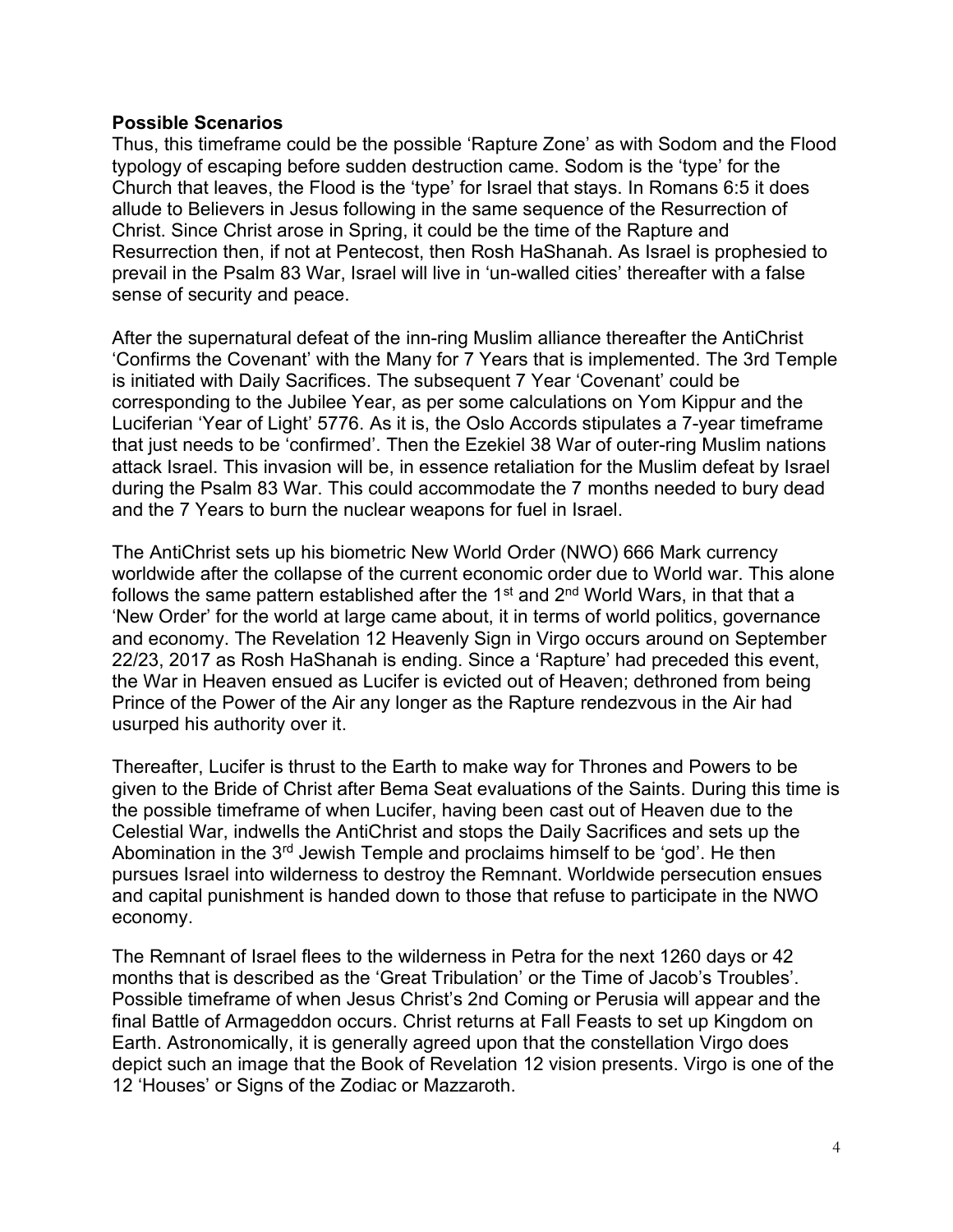**Possible Scenarios**

Thus, this timeframe could be the possible 'Rapture Zone' as with Sodom and the Flood typology of escaping before sudden destruction came. Sodom is the 'type' for the Church that leaves, the Flood is the 'type' for Israel that stays. In Romans 6:5 it does allude to Believers in Jesus following in the same sequence of the Resurrection of Christ. Since Christ arose in Spring, it could be the time of the Rapture and Resurrection then, if not at Pentecost, then Rosh HaShanah. As Israel is prophesied to prevail in the Psalm 83 War, Israel will live in 'un-walled cities' thereafter with a false sense of security and peace.

After the supernatural defeat of the inn-ring Muslim alliance thereafter the AntiChrist 'Confirms the Covenant' with the Many for 7 Years that is implemented. The 3rd Temple is initiated with Daily Sacrifices. The subsequent 7 Year 'Covenant' could be corresponding to the Jubilee Year, as per some calculations on Yom Kippur and the Luciferian 'Year of Light' 5776. As it is, the Oslo Accords stipulates a 7-year timeframe that just needs to be 'confirmed'. Then the Ezekiel 38 War of outer-ring Muslim nations attack Israel. This invasion will be, in essence retaliation for the Muslim defeat by Israel during the Psalm 83 War. This could accommodate the 7 months needed to bury dead and the 7 Years to burn the nuclear weapons for fuel in Israel.

The AntiChrist sets up his biometric New World Order (NWO) 666 Mark currency worldwide after the collapse of the current economic order due to World war. This alone follows the same pattern established after the 1st and 2nd World Wars, in that that a 'New Order' for the world at large came about, it in terms of world politics, governance and economy. The Revelation 12 Heavenly Sign in Virgo occurs around on September 22/23, 2017 as Rosh HaShanah is ending. Since a 'Rapture' had preceded this event, the War in Heaven ensued as Lucifer is evicted out of Heaven; dethroned from being Prince of the Power of the Air any longer as the Rapture rendezvous in the Air had usurped his authority over it.

Thereafter, Lucifer is thrust to the Earth to make way for Thrones and Powers to be given to the Bride of Christ after Bema Seat evaluations of the Saints. During this time is the possible timeframe of when Lucifer, having been cast out of Heaven due to the Celestial War, indwells the AntiChrist and stops the Daily Sacrifices and sets up the Abomination in the 3rd Jewish Temple and proclaims himself to be 'god'. He then pursues Israel into wilderness to destroy the Remnant. Worldwide persecution ensues and capital punishment is handed down to those that refuse to participate in the NWO economy.

The Remnant of Israel flees to the wilderness in Petra for the next 1260 days or 42 months that is described as the 'Great Tribulation' or the Time of Jacob's Troubles'. Possible timeframe of when Jesus Christ's 2nd Coming or Perusia will appear and the final Battle of Armageddon occurs. Christ returns at Fall Feasts to set up Kingdom on Earth. Astronomically, it is generally agreed upon that the constellation Virgo does depict such an image that the Book of Revelation 12 vision presents. Virgo is one of the 12 'Houses' or Signs of the Zodiac or Mazzaroth.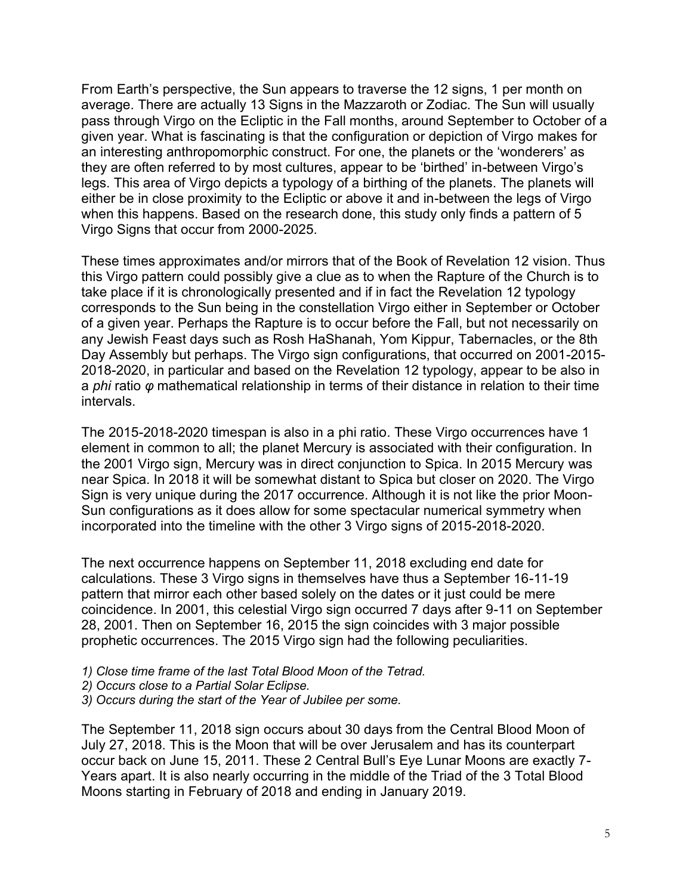From Earth's perspective, the Sun appears to traverse the 12 signs, 1 per month on average. There are actually 13 Signs in the Mazzaroth or Zodiac. The Sun will usually pass through Virgo on the Ecliptic in the Fall months, around September to October of a given year. What is fascinating is that the configuration or depiction of Virgo makes for an interesting anthropomorphic construct. For one, the planets or the 'wonderers' as they are often referred to by most cultures, appear to be 'birthed' in-between Virgo's legs. This area of Virgo depicts a typology of a birthing of the planets. The planets will either be in close proximity to the Ecliptic or above it and in-between the legs of Virgo when this happens. Based on the research done, this study only finds a pattern of 5 Virgo Signs that occur from 2000-2025.

These times approximates and/or mirrors that of the Book of Revelation 12 vision. Thus this Virgo pattern could possibly give a clue as to when the Rapture of the Church is to take place if it is chronologically presented and if in fact the Revelation 12 typology corresponds to the Sun being in the constellation Virgo either in September or October of a given year. Perhaps the Rapture is to occur before the Fall, but not necessarily on any Jewish Feast days such as Rosh HaShanah, Yom Kippur, Tabernacles, or the 8th Day Assembly but perhaps. The Virgo sign configurations, that occurred on 2001-2015-2018-2020, in particular and based on the Revelation 12 typology, appear to be also in a *phi* ratio *φ* mathematical relationship in terms of their distance in relation to their time intervals.

The 2015-2018-2020 timespan is also in a phi ratio. These Virgo occurrences have 1 element in common to all; the planet Mercury is associated with their configuration. In the 2001 Virgo sign, Mercury was in direct conjunction to Spica. In 2015 Mercury was near Spica. In 2018 it will be somewhat distant to Spica but closer on 2020. The Virgo Sign is very unique during the 2017 occurrence. Although it is not like the prior Moon-Sun configurations as it does allow for some spectacular numerical symmetry when incorporated into the timeline with the other 3 Virgo signs of 2015-2018-2020.

The next occurrence happens on September 11, 2018 excluding end date for calculations. These 3 Virgo signs in themselves have thus a September 16-11-19 pattern that mirror each other based solely on the dates or it just could be mere coincidence. In 2001, this celestial Virgo sign occurred 7 days after 9-11 on September 28, 2001. Then on September 16, 2015 the sign coincides with 3 major possible prophetic occurrences. The 2015 Virgo sign had the following peculiarities.

*1) Close time frame of the last Total Blood Moon of the Tetrad.*
*2) Occurs close to a Partial Solar Eclipse.*
*3) Occurs during the start of the Year of Jubilee per some.*

The September 11, 2018 sign occurs about 30 days from the Central Blood Moon of July 27, 2018. This is the Moon that will be over Jerusalem and has its counterpart occur back on June 15, 2011. These 2 Central Bull's Eye Lunar Moons are exactly 7-Years apart. It is also nearly occurring in the middle of the Triad of the 3 Total Blood Moons starting in February of 2018 and ending in January 2019.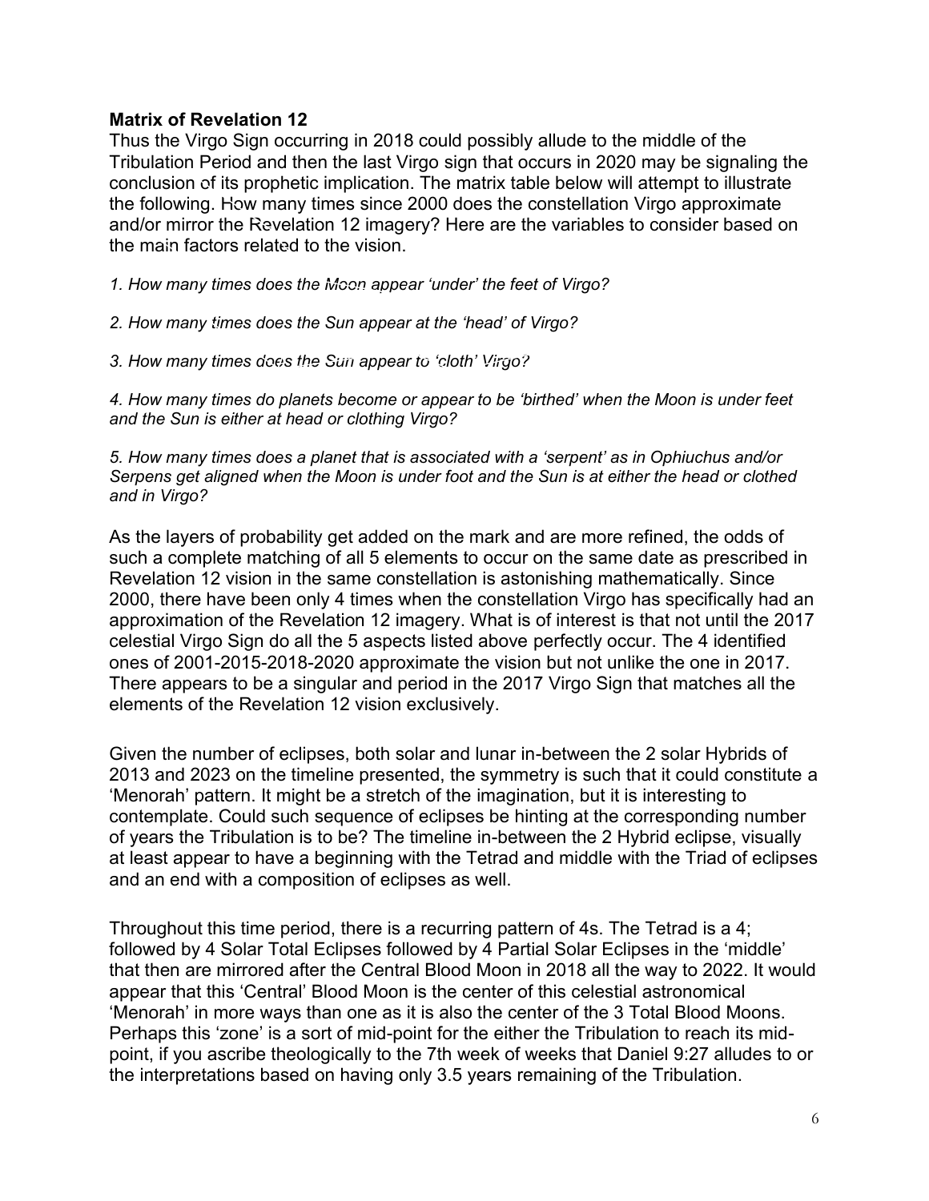**Matrix of Revelation 12**

Thus the Virgo Sign occurring in 2018 could possibly allude to the middle of the Tribulation Period and then the last Virgo sign that occurs in 2020 may be signaling the conclusion of its prophetic implication. The matrix table below will attempt to illustrate the following. How many times since 2000 does the constellation Virgo approximate and/or mirror the Revelation 12 imagery? Here are the variables to consider based on the main factors related to the vision.

*1. How many times does the Moon appear 'under' the feet of Virgo?*

*2. How many times does the Sun appear at the 'head' of Virgo?*

*3. How many times does the Sun appear to 'cloth' Virgo?*

*4. How many times do planets become or appear to be 'birthed' when the Moon is under feet and the Sun is either at head or clothing Virgo?*

*5. How many times does a planet that is associated with a 'serpent' as in Ophiuchus and/or Serpens get aligned when the Moon is under foot and the Sun is at either the head or clothed and in Virgo?*

As the layers of probability get added on the mark and are more refined, the odds of such a complete matching of all 5 elements to occur on the same date as prescribed in Revelation 12 vision in the same constellation is astonishing mathematically. Since 2000, there have been only 4 times when the constellation Virgo has specifically had an approximation of the Revelation 12 imagery. What is of interest is that not until the 2017 celestial Virgo Sign do all the 5 aspects listed above perfectly occur. The 4 identified ones of 2001-2015-2018-2020 approximate the vision but not unlike the one in 2017. There appears to be a singular and period in the 2017 Virgo Sign that matches all the elements of the Revelation 12 vision exclusively.

Given the number of eclipses, both solar and lunar in-between the 2 solar Hybrids of 2013 and 2023 on the timeline presented, the symmetry is such that it could constitute a 'Menorah' pattern. It might be a stretch of the imagination, but it is interesting to contemplate. Could such sequence of eclipses be hinting at the corresponding number of years the Tribulation is to be? The timeline in-between the 2 Hybrid eclipse, visually at least appear to have a beginning with the Tetrad and middle with the Triad of eclipses and an end with a composition of eclipses as well.

Throughout this time period, there is a recurring pattern of 4s. The Tetrad is a 4; followed by 4 Solar Total Eclipses followed by 4 Partial Solar Eclipses in the 'middle' that then are mirrored after the Central Blood Moon in 2018 all the way to 2022. It would appear that this 'Central' Blood Moon is the center of this celestial astronomical 'Menorah' in more ways than one as it is also the center of the 3 Total Blood Moons. Perhaps this 'zone' is a sort of mid-point for the either the Tribulation to reach its mid-point, if you ascribe theologically to the 7th week of weeks that Daniel 9:27 alludes to or the interpretations based on having only 3.5 years remaining of the Tribulation.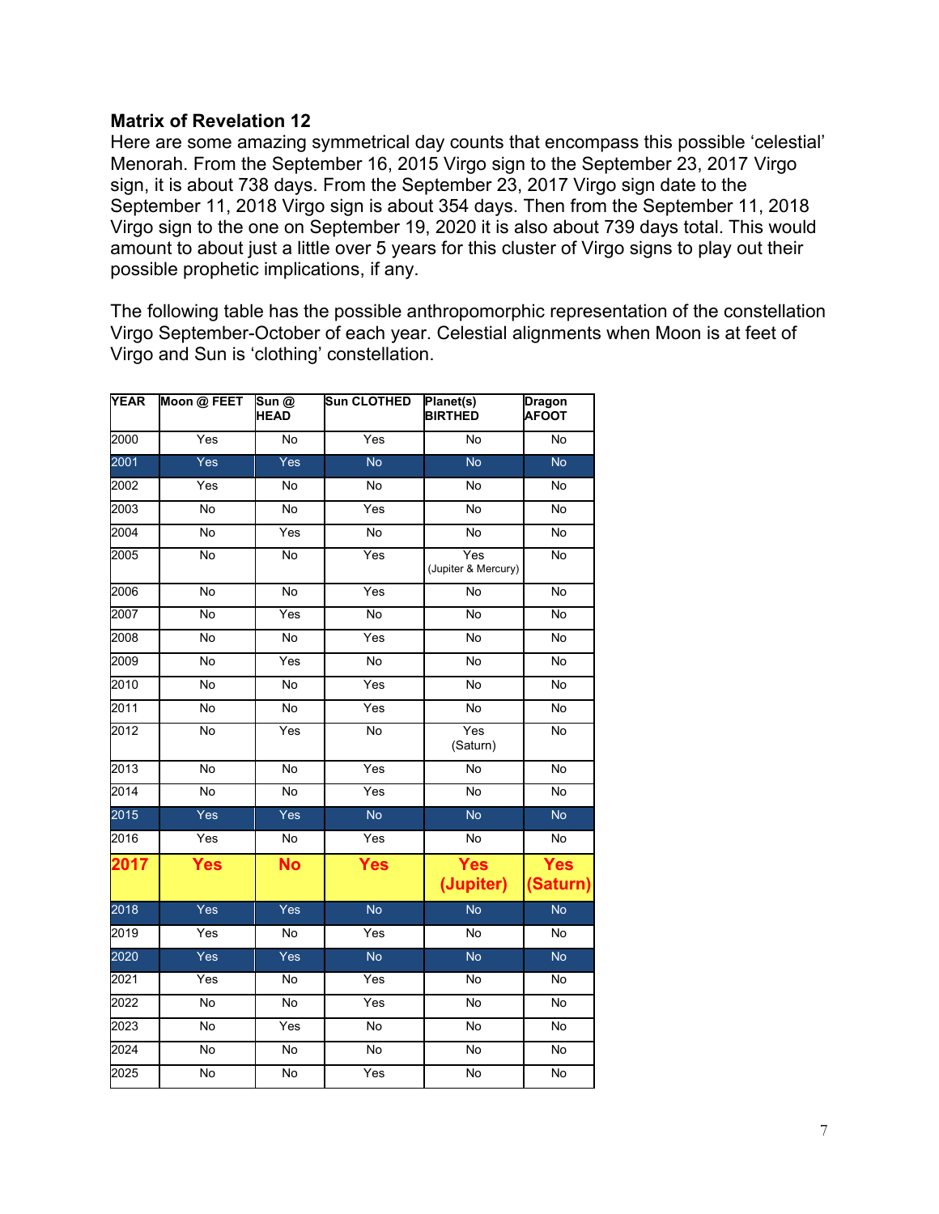**Matrix of Revelation 12**

Here are some amazing symmetrical day counts that encompass this possible 'celestial' Menorah. From the September 16, 2015 Virgo sign to the September 23, 2017 Virgo sign, it is about 738 days. From the September 23, 2017 Virgo sign date to the September 11, 2018 Virgo sign is about 354 days. Then from the September 11, 2018 Virgo sign to the one on September 19, 2020 it is also about 739 days total. This would amount to about just a little over 5 years for this cluster of Virgo signs to play out their possible prophetic implications, if any.

The following table has the possible anthropomorphic representation of the constellation Virgo September-October of each year. Celestial alignments when Moon is at feet of Virgo and Sun is 'clothing' constellation.

| YEAR | Moon @ FEET | Sun @ HEAD | Sun CLOTHED | Planet(s) BIRTHED | Dragon AFOOT |
|---|---|---|---|---|---|
| 2000 | Yes | No | Yes | No | No |
| 2001 | Yes | Yes | No | No | No |
| 2002 | Yes | No | No | No | No |
| 2003 | No | No | Yes | No | No |
| 2004 | No | Yes | No | No | No |
| 2005 | No | No | Yes | Yes (Jupiter & Mercury) | No |
| 2006 | No | No | Yes | No | No |
| 2007 | No | Yes | No | No | No |
| 2008 | No | No | Yes | No | No |
| 2009 | No | Yes | No | No | No |
| 2010 | No | No | Yes | No | No |
| 2011 | No | No | Yes | No | No |
| 2012 | No | Yes | No | Yes (Saturn) | No |
| 2013 | No | No | Yes | No | No |
| 2014 | No | No | Yes | No | No |
| 2015 | Yes | Yes | No | No | No |
| 2016 | Yes | No | Yes | No | No |
| **2017** | **Yes** | **No** | **Yes** | **Yes (Jupiter)** | **Yes (Saturn)** |
| 2018 | Yes | Yes | No | No | No |
| 2019 | Yes | No | Yes | No | No |
| 2020 | Yes | Yes | No | No | No |
| 2021 | Yes | No | Yes | No | No |
| 2022 | No | No | Yes | No | No |
| 2023 | No | Yes | No | No | No |
| 2024 | No | No | No | No | No |
| 2025 | No | No | Yes | No | No |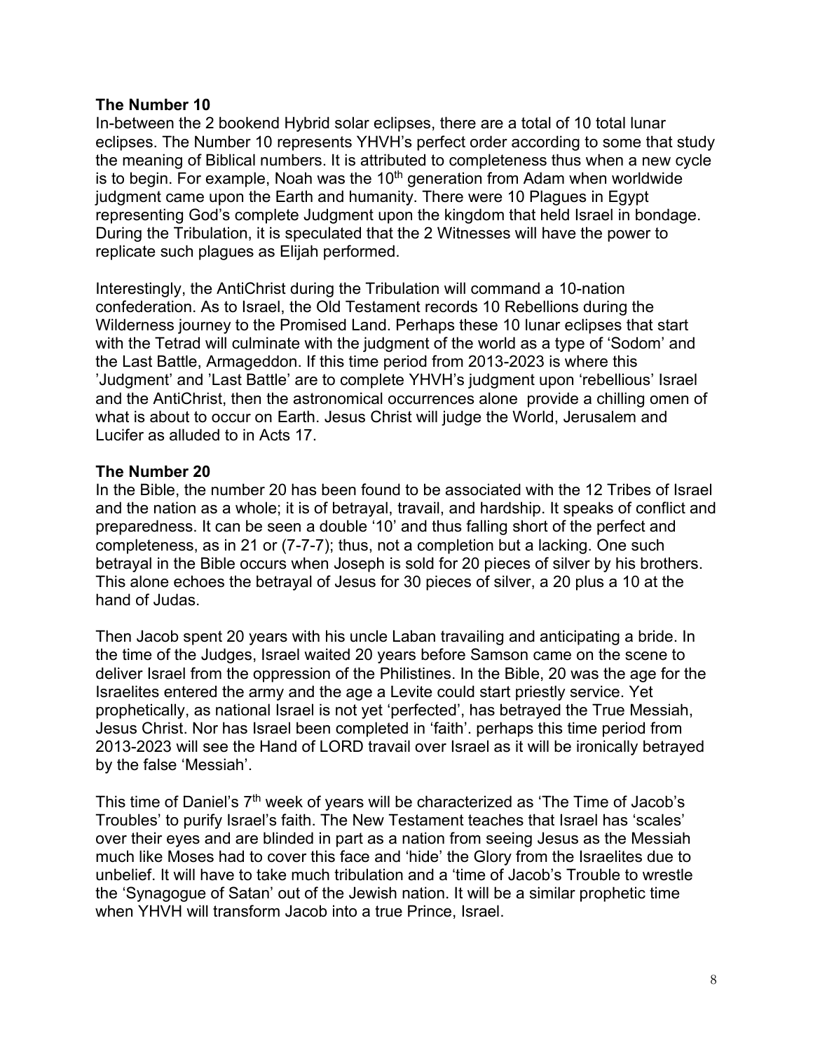**The Number 10**

In-between the 2 bookend Hybrid solar eclipses, there are a total of 10 total lunar eclipses. The Number 10 represents YHVH's perfect order according to some that study the meaning of Biblical numbers. It is attributed to completeness thus when a new cycle is to begin. For example, Noah was the 10th generation from Adam when worldwide judgment came upon the Earth and humanity. There were 10 Plagues in Egypt representing God's complete Judgment upon the kingdom that held Israel in bondage. During the Tribulation, it is speculated that the 2 Witnesses will have the power to replicate such plagues as Elijah performed.

Interestingly, the AntiChrist during the Tribulation will command a 10-nation confederation. As to Israel, the Old Testament records 10 Rebellions during the Wilderness journey to the Promised Land. Perhaps these 10 lunar eclipses that start with the Tetrad will culminate with the judgment of the world as a type of 'Sodom' and the Last Battle, Armageddon. If this time period from 2013-2023 is where this 'Judgment' and 'Last Battle' are to complete YHVH's judgment upon 'rebellious' Israel and the AntiChrist, then the astronomical occurrences alone provide a chilling omen of what is about to occur on Earth. Jesus Christ will judge the World, Jerusalem and Lucifer as alluded to in Acts 17.

**The Number 20**

In the Bible, the number 20 has been found to be associated with the 12 Tribes of Israel and the nation as a whole; it is of betrayal, travail, and hardship. It speaks of conflict and preparedness. It can be seen a double '10' and thus falling short of the perfect and completeness, as in 21 or (7-7-7); thus, not a completion but a lacking. One such betrayal in the Bible occurs when Joseph is sold for 20 pieces of silver by his brothers. This alone echoes the betrayal of Jesus for 30 pieces of silver, a 20 plus a 10 at the hand of Judas.

Then Jacob spent 20 years with his uncle Laban travailing and anticipating a bride. In the time of the Judges, Israel waited 20 years before Samson came on the scene to deliver Israel from the oppression of the Philistines. In the Bible, 20 was the age for the Israelites entered the army and the age a Levite could start priestly service. Yet prophetically, as national Israel is not yet 'perfected', has betrayed the True Messiah, Jesus Christ. Nor has Israel been completed in 'faith'. perhaps this time period from 2013-2023 will see the Hand of LORD travail over Israel as it will be ironically betrayed by the false 'Messiah'.

This time of Daniel's 7th week of years will be characterized as 'The Time of Jacob's Troubles' to purify Israel's faith. The New Testament teaches that Israel has 'scales' over their eyes and are blinded in part as a nation from seeing Jesus as the Messiah much like Moses had to cover this face and 'hide' the Glory from the Israelites due to unbelief. It will have to take much tribulation and a 'time of Jacob's Trouble to wrestle the 'Synagogue of Satan' out of the Jewish nation. It will be a similar prophetic time when YHVH will transform Jacob into a true Prince, Israel.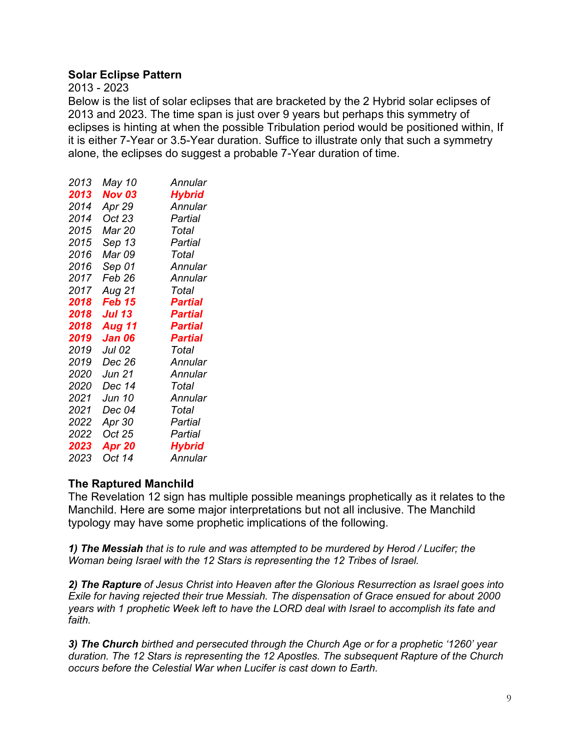## Solar Eclipse Pattern

2013 - 2023

Below is the list of solar eclipses that are bracketed by the 2 Hybrid solar eclipses of 2013 and 2023. The time span is just over 9 years but perhaps this symmetry of eclipses is hinting at when the possible Tribulation period would be positioned within, If it is either 7-Year or 3.5-Year duration. Suffice to illustrate only that such a symmetry alone, the eclipses do suggest a probable 7-Year duration of time.

| | | |
|---|---|---|
| *2013* | *May 10* | *Annular* |
| ***2013*** | ***Nov 03*** | ***Hybrid*** |
| *2014* | *Apr 29* | *Annular* |
| *2014* | *Oct 23* | *Partial* |
| *2015* | *Mar 20* | *Total* |
| *2015* | *Sep 13* | *Partial* |
| *2016* | *Mar 09* | *Total* |
| *2016* | *Sep 01* | *Annular* |
| *2017* | *Feb 26* | *Annular* |
| *2017* | *Aug 21* | *Total* |
| ***2018*** | ***Feb 15*** | ***Partial*** |
| ***2018*** | ***Jul 13*** | ***Partial*** |
| ***2018*** | ***Aug 11*** | ***Partial*** |
| ***2019*** | ***Jan 06*** | ***Partial*** |
| *2019* | *Jul 02* | *Total* |
| *2019* | *Dec 26* | *Annular* |
| *2020* | *Jun 21* | *Annular* |
| *2020* | *Dec 14* | *Total* |
| *2021* | *Jun 10* | *Annular* |
| *2021* | *Dec 04* | *Total* |
| *2022* | *Apr 30* | *Partial* |
| *2022* | *Oct 25* | *Partial* |
| ***2023*** | ***Apr 20*** | ***Hybrid*** |
| *2023* | *Oct 14* | *Annular* |

## The Raptured Manchild

The Revelation 12 sign has multiple possible meanings prophetically as it relates to the Manchild. Here are some major interpretations but not all inclusive. The Manchild typology may have some prophetic implications of the following.

***1) The Messiah*** *that is to rule and was attempted to be murdered by Herod / Lucifer; the Woman being Israel with the 12 Stars is representing the 12 Tribes of Israel.*

***2) The Rapture*** *of Jesus Christ into Heaven after the Glorious Resurrection as Israel goes into Exile for having rejected their true Messiah. The dispensation of Grace ensued for about 2000 years with 1 prophetic Week left to have the LORD deal with Israel to accomplish its fate and faith.*

***3) The Church*** *birthed and persecuted through the Church Age or for a prophetic '1260' year duration. The 12 Stars is representing the 12 Apostles. The subsequent Rapture of the Church occurs before the Celestial War when Lucifer is cast down to Earth.*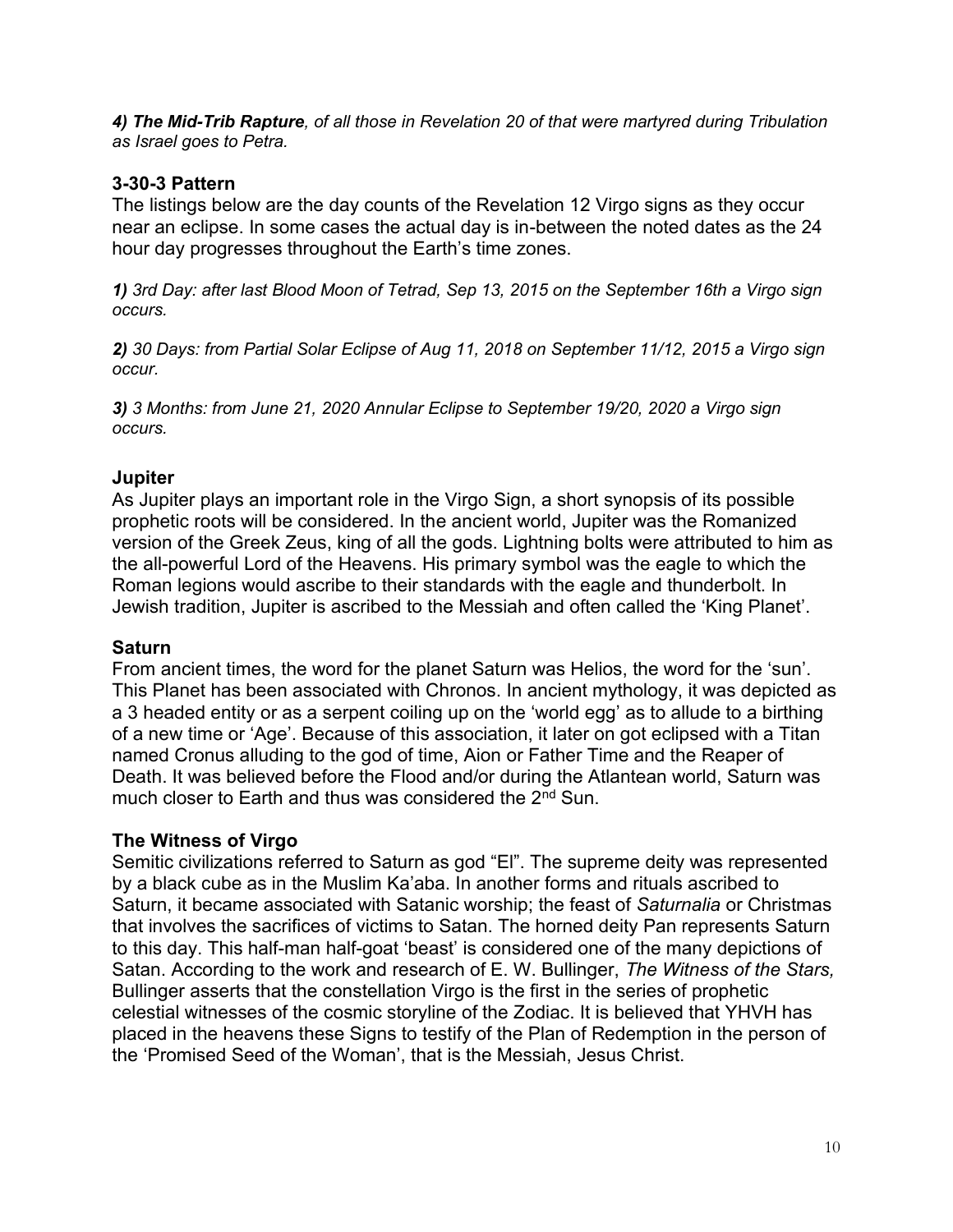*__4) The Mid-Trib Rapture__, of all those in Revelation 20 of that were martyred during Tribulation as Israel goes to Petra.*

### 3-30-3 Pattern

The listings below are the day counts of the Revelation 12 Virgo signs as they occur near an eclipse. In some cases the actual day is in-between the noted dates as the 24 hour day progresses throughout the Earth's time zones.

***1)** 3rd Day: after last Blood Moon of Tetrad, Sep 13, 2015 on the September 16th a Virgo sign occurs.*

***2)** 30 Days: from Partial Solar Eclipse of Aug 11, 2018 on September 11/12, 2015 a Virgo sign occur.*

***3)** 3 Months: from June 21, 2020 Annular Eclipse to September 19/20, 2020 a Virgo sign occurs.*

### Jupiter

As Jupiter plays an important role in the Virgo Sign, a short synopsis of its possible prophetic roots will be considered. In the ancient world, Jupiter was the Romanized version of the Greek Zeus, king of all the gods. Lightning bolts were attributed to him as the all-powerful Lord of the Heavens. His primary symbol was the eagle to which the Roman legions would ascribe to their standards with the eagle and thunderbolt. In Jewish tradition, Jupiter is ascribed to the Messiah and often called the 'King Planet'.

### Saturn

From ancient times, the word for the planet Saturn was Helios, the word for the 'sun'. This Planet has been associated with Chronos. In ancient mythology, it was depicted as a 3 headed entity or as a serpent coiling up on the 'world egg' as to allude to a birthing of a new time or 'Age'. Because of this association, it later on got eclipsed with a Titan named Cronus alluding to the god of time, Aion or Father Time and the Reaper of Death. It was believed before the Flood and/or during the Atlantean world, Saturn was much closer to Earth and thus was considered the 2nd Sun.

### The Witness of Virgo

Semitic civilizations referred to Saturn as god "El". The supreme deity was represented by a black cube as in the Muslim Ka'aba. In another forms and rituals ascribed to Saturn, it became associated with Satanic worship; the feast of *Saturnalia* or Christmas that involves the sacrifices of victims to Satan. The horned deity Pan represents Saturn to this day. This half-man half-goat 'beast' is considered one of the many depictions of Satan. According to the work and research of E. W. Bullinger, *The Witness of the Stars,* Bullinger asserts that the constellation Virgo is the first in the series of prophetic celestial witnesses of the cosmic storyline of the Zodiac. It is believed that YHVH has placed in the heavens these Signs to testify of the Plan of Redemption in the person of the 'Promised Seed of the Woman', that is the Messiah, Jesus Christ.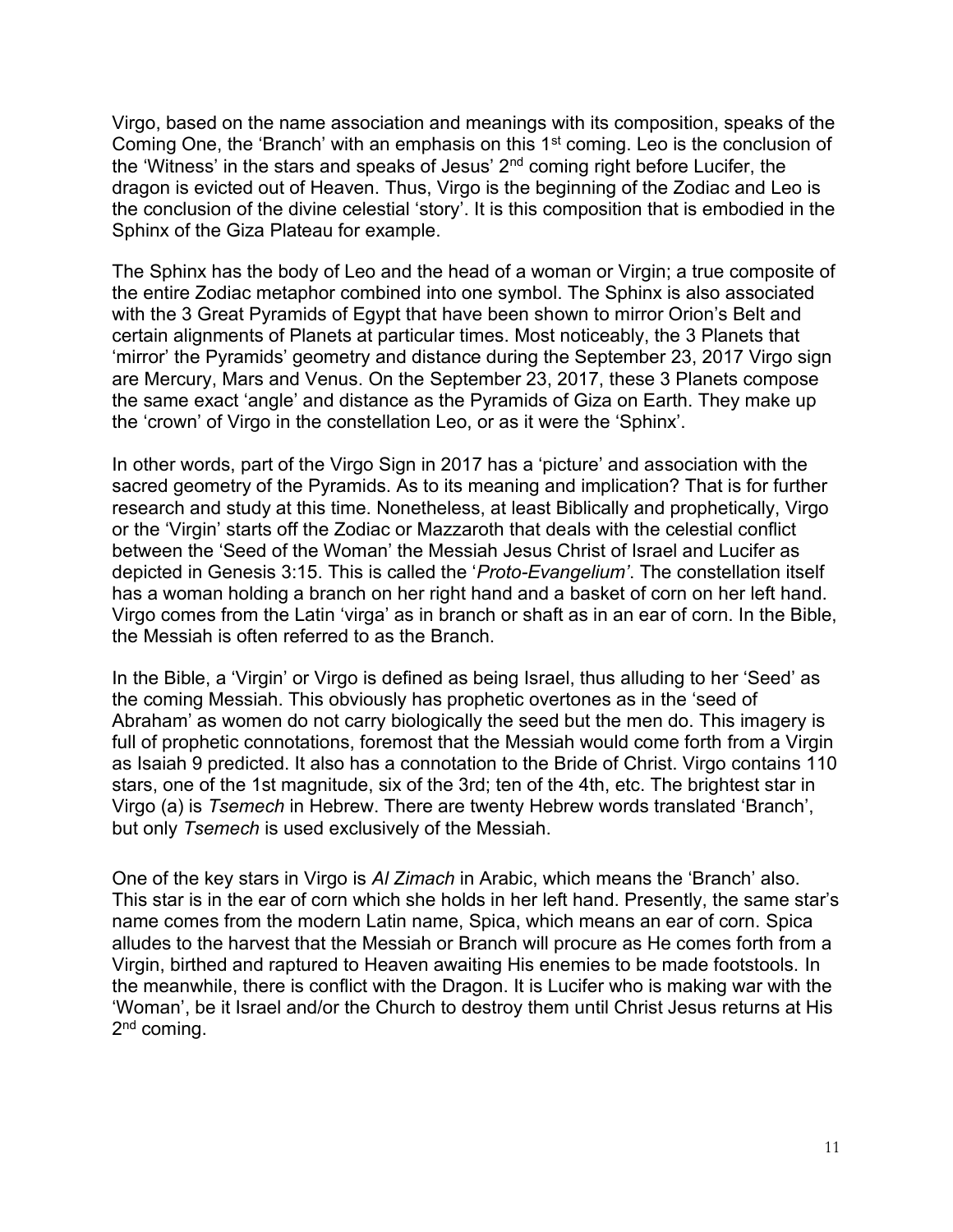Virgo, based on the name association and meanings with its composition, speaks of the Coming One, the 'Branch' with an emphasis on this 1st coming. Leo is the conclusion of the 'Witness' in the stars and speaks of Jesus' 2nd coming right before Lucifer, the dragon is evicted out of Heaven. Thus, Virgo is the beginning of the Zodiac and Leo is the conclusion of the divine celestial 'story'. It is this composition that is embodied in the Sphinx of the Giza Plateau for example.

The Sphinx has the body of Leo and the head of a woman or Virgin; a true composite of the entire Zodiac metaphor combined into one symbol. The Sphinx is also associated with the 3 Great Pyramids of Egypt that have been shown to mirror Orion's Belt and certain alignments of Planets at particular times. Most noticeably, the 3 Planets that 'mirror' the Pyramids' geometry and distance during the September 23, 2017 Virgo sign are Mercury, Mars and Venus. On the September 23, 2017, these 3 Planets compose the same exact 'angle' and distance as the Pyramids of Giza on Earth. They make up the 'crown' of Virgo in the constellation Leo, or as it were the 'Sphinx'.

In other words, part of the Virgo Sign in 2017 has a 'picture' and association with the sacred geometry of the Pyramids. As to its meaning and implication? That is for further research and study at this time. Nonetheless, at least Biblically and prophetically, Virgo or the 'Virgin' starts off the Zodiac or Mazzaroth that deals with the celestial conflict between the 'Seed of the Woman' the Messiah Jesus Christ of Israel and Lucifer as depicted in Genesis 3:15. This is called the '*Proto-Evangelium'*. The constellation itself has a woman holding a branch on her right hand and a basket of corn on her left hand. Virgo comes from the Latin 'virga' as in branch or shaft as in an ear of corn. In the Bible, the Messiah is often referred to as the Branch.

In the Bible, a 'Virgin' or Virgo is defined as being Israel, thus alluding to her 'Seed' as the coming Messiah. This obviously has prophetic overtones as in the 'seed of Abraham' as women do not carry biologically the seed but the men do. This imagery is full of prophetic connotations, foremost that the Messiah would come forth from a Virgin as Isaiah 9 predicted. It also has a connotation to the Bride of Christ. Virgo contains 110 stars, one of the 1st magnitude, six of the 3rd; ten of the 4th, etc. The brightest star in Virgo (a) is *Tsemech* in Hebrew. There are twenty Hebrew words translated 'Branch', but only *Tsemech* is used exclusively of the Messiah.

One of the key stars in Virgo is *Al Zimach* in Arabic, which means the 'Branch' also. This star is in the ear of corn which she holds in her left hand. Presently, the same star's name comes from the modern Latin name, Spica, which means an ear of corn. Spica alludes to the harvest that the Messiah or Branch will procure as He comes forth from a Virgin, birthed and raptured to Heaven awaiting His enemies to be made footstools. In the meanwhile, there is conflict with the Dragon. It is Lucifer who is making war with the 'Woman', be it Israel and/or the Church to destroy them until Christ Jesus returns at His 2nd coming.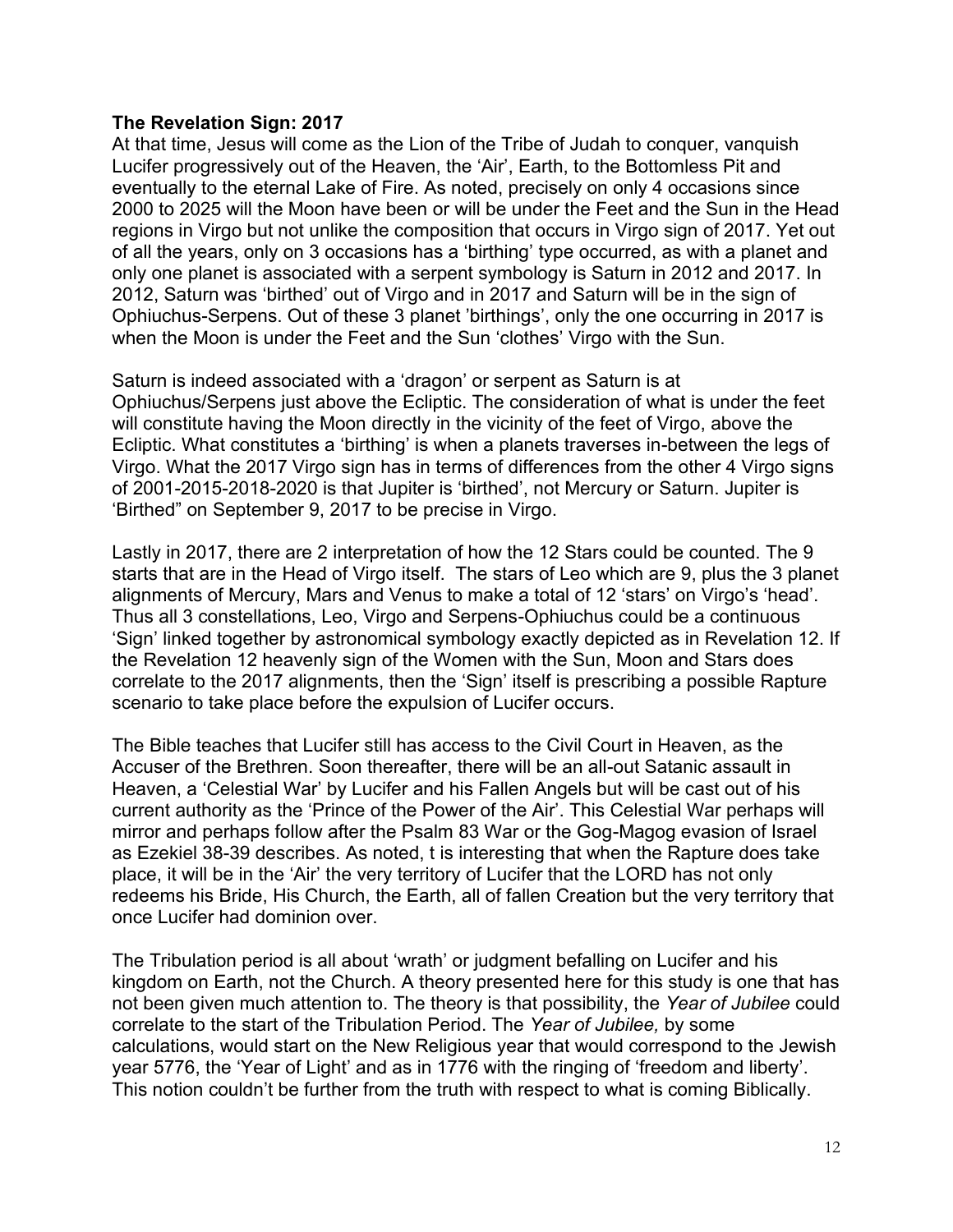**The Revelation Sign: 2017**
At that time, Jesus will come as the Lion of the Tribe of Judah to conquer, vanquish Lucifer progressively out of the Heaven, the 'Air', Earth, to the Bottomless Pit and eventually to the eternal Lake of Fire. As noted, precisely on only 4 occasions since 2000 to 2025 will the Moon have been or will be under the Feet and the Sun in the Head regions in Virgo but not unlike the composition that occurs in Virgo sign of 2017. Yet out of all the years, only on 3 occasions has a 'birthing' type occurred, as with a planet and only one planet is associated with a serpent symbology is Saturn in 2012 and 2017. In 2012, Saturn was 'birthed' out of Virgo and in 2017 and Saturn will be in the sign of Ophiuchus-Serpens. Out of these 3 planet 'birthings', only the one occurring in 2017 is when the Moon is under the Feet and the Sun 'clothes' Virgo with the Sun.

Saturn is indeed associated with a 'dragon' or serpent as Saturn is at Ophiuchus/Serpens just above the Ecliptic. The consideration of what is under the feet will constitute having the Moon directly in the vicinity of the feet of Virgo, above the Ecliptic. What constitutes a 'birthing' is when a planets traverses in-between the legs of Virgo. What the 2017 Virgo sign has in terms of differences from the other 4 Virgo signs of 2001-2015-2018-2020 is that Jupiter is 'birthed', not Mercury or Saturn. Jupiter is 'Birthed" on September 9, 2017 to be precise in Virgo.

Lastly in 2017, there are 2 interpretation of how the 12 Stars could be counted. The 9 starts that are in the Head of Virgo itself. The stars of Leo which are 9, plus the 3 planet alignments of Mercury, Mars and Venus to make a total of 12 'stars' on Virgo's 'head'. Thus all 3 constellations, Leo, Virgo and Serpens-Ophiuchus could be a continuous 'Sign' linked together by astronomical symbology exactly depicted as in Revelation 12. If the Revelation 12 heavenly sign of the Women with the Sun, Moon and Stars does correlate to the 2017 alignments, then the 'Sign' itself is prescribing a possible Rapture scenario to take place before the expulsion of Lucifer occurs.

The Bible teaches that Lucifer still has access to the Civil Court in Heaven, as the Accuser of the Brethren. Soon thereafter, there will be an all-out Satanic assault in Heaven, a 'Celestial War' by Lucifer and his Fallen Angels but will be cast out of his current authority as the 'Prince of the Power of the Air'. This Celestial War perhaps will mirror and perhaps follow after the Psalm 83 War or the Gog-Magog evasion of Israel as Ezekiel 38-39 describes. As noted, t is interesting that when the Rapture does take place, it will be in the 'Air' the very territory of Lucifer that the LORD has not only redeems his Bride, His Church, the Earth, all of fallen Creation but the very territory that once Lucifer had dominion over.

The Tribulation period is all about 'wrath' or judgment befalling on Lucifer and his kingdom on Earth, not the Church. A theory presented here for this study is one that has not been given much attention to. The theory is that possibility, the *Year of Jubilee* could correlate to the start of the Tribulation Period. The *Year of Jubilee,* by some calculations, would start on the New Religious year that would correspond to the Jewish year 5776, the 'Year of Light' and as in 1776 with the ringing of 'freedom and liberty'. This notion couldn't be further from the truth with respect to what is coming Biblically.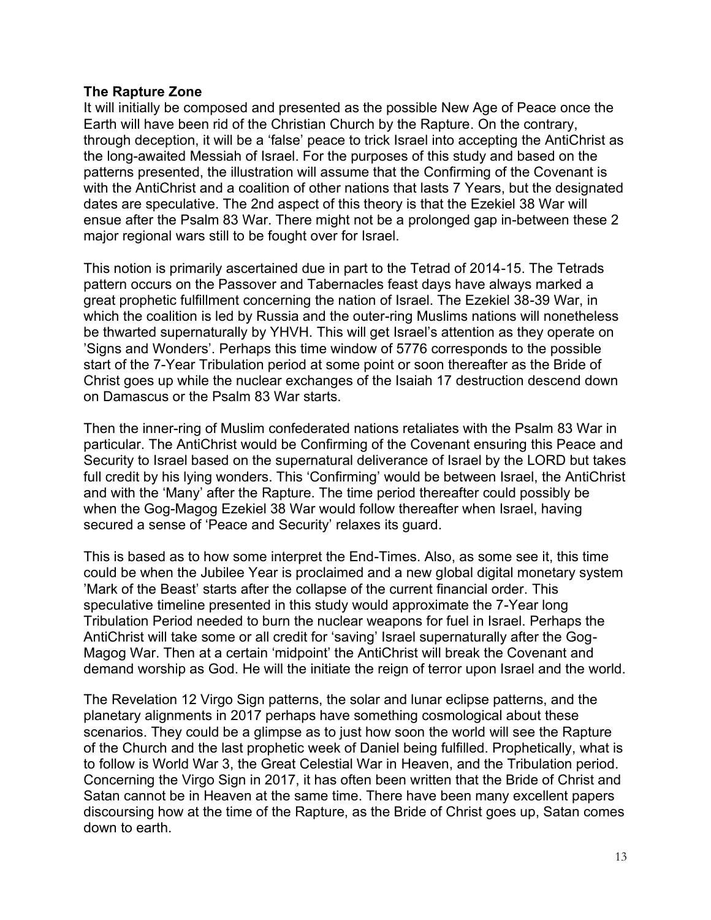**The Rapture Zone**
It will initially be composed and presented as the possible New Age of Peace once the Earth will have been rid of the Christian Church by the Rapture. On the contrary, through deception, it will be a 'false' peace to trick Israel into accepting the AntiChrist as the long-awaited Messiah of Israel. For the purposes of this study and based on the patterns presented, the illustration will assume that the Confirming of the Covenant is with the AntiChrist and a coalition of other nations that lasts 7 Years, but the designated dates are speculative. The 2nd aspect of this theory is that the Ezekiel 38 War will ensue after the Psalm 83 War. There might not be a prolonged gap in-between these 2 major regional wars still to be fought over for Israel.

This notion is primarily ascertained due in part to the Tetrad of 2014-15. The Tetrads pattern occurs on the Passover and Tabernacles feast days have always marked a great prophetic fulfillment concerning the nation of Israel. The Ezekiel 38-39 War, in which the coalition is led by Russia and the outer-ring Muslims nations will nonetheless be thwarted supernaturally by YHVH. This will get Israel's attention as they operate on 'Signs and Wonders'. Perhaps this time window of 5776 corresponds to the possible start of the 7-Year Tribulation period at some point or soon thereafter as the Bride of Christ goes up while the nuclear exchanges of the Isaiah 17 destruction descend down on Damascus or the Psalm 83 War starts.

Then the inner-ring of Muslim confederated nations retaliates with the Psalm 83 War in particular. The AntiChrist would be Confirming of the Covenant ensuring this Peace and Security to Israel based on the supernatural deliverance of Israel by the LORD but takes full credit by his lying wonders. This 'Confirming' would be between Israel, the AntiChrist and with the 'Many' after the Rapture. The time period thereafter could possibly be when the Gog-Magog Ezekiel 38 War would follow thereafter when Israel, having secured a sense of 'Peace and Security' relaxes its guard.

This is based as to how some interpret the End-Times. Also, as some see it, this time could be when the Jubilee Year is proclaimed and a new global digital monetary system 'Mark of the Beast' starts after the collapse of the current financial order. This speculative timeline presented in this study would approximate the 7-Year long Tribulation Period needed to burn the nuclear weapons for fuel in Israel. Perhaps the AntiChrist will take some or all credit for 'saving' Israel supernaturally after the Gog-Magog War. Then at a certain 'midpoint' the AntiChrist will break the Covenant and demand worship as God. He will the initiate the reign of terror upon Israel and the world.

The Revelation 12 Virgo Sign patterns, the solar and lunar eclipse patterns, and the planetary alignments in 2017 perhaps have something cosmological about these scenarios. They could be a glimpse as to just how soon the world will see the Rapture of the Church and the last prophetic week of Daniel being fulfilled. Prophetically, what is to follow is World War 3, the Great Celestial War in Heaven, and the Tribulation period. Concerning the Virgo Sign in 2017, it has often been written that the Bride of Christ and Satan cannot be in Heaven at the same time. There have been many excellent papers discoursing how at the time of the Rapture, as the Bride of Christ goes up, Satan comes down to earth.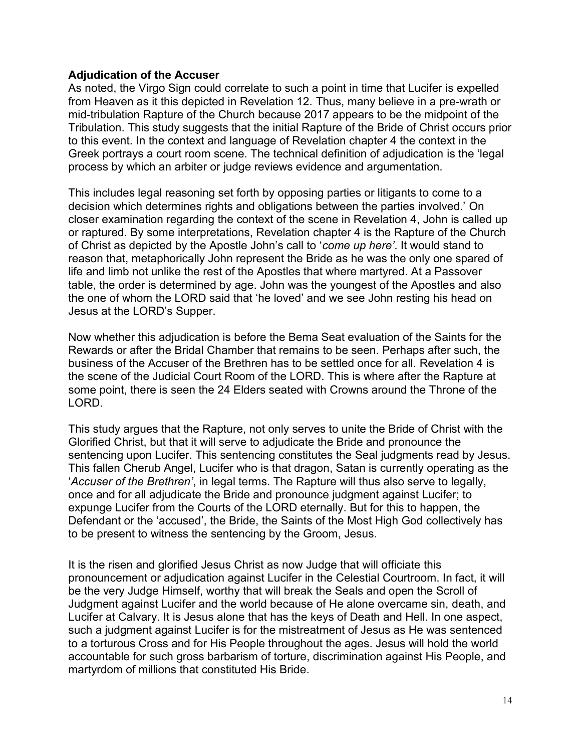**Adjudication of the Accuser**

As noted, the Virgo Sign could correlate to such a point in time that Lucifer is expelled from Heaven as it this depicted in Revelation 12. Thus, many believe in a pre-wrath or mid-tribulation Rapture of the Church because 2017 appears to be the midpoint of the Tribulation. This study suggests that the initial Rapture of the Bride of Christ occurs prior to this event. In the context and language of Revelation chapter 4 the context in the Greek portrays a court room scene. The technical definition of adjudication is the 'legal process by which an arbiter or judge reviews evidence and argumentation.

This includes legal reasoning set forth by opposing parties or litigants to come to a decision which determines rights and obligations between the parties involved.' On closer examination regarding the context of the scene in Revelation 4, John is called up or raptured. By some interpretations, Revelation chapter 4 is the Rapture of the Church of Christ as depicted by the Apostle John's call to '*come up here'*. It would stand to reason that, metaphorically John represent the Bride as he was the only one spared of life and limb not unlike the rest of the Apostles that where martyred. At a Passover table, the order is determined by age. John was the youngest of the Apostles and also the one of whom the LORD said that 'he loved' and we see John resting his head on Jesus at the LORD's Supper.

Now whether this adjudication is before the Bema Seat evaluation of the Saints for the Rewards or after the Bridal Chamber that remains to be seen. Perhaps after such, the business of the Accuser of the Brethren has to be settled once for all. Revelation 4 is the scene of the Judicial Court Room of the LORD. This is where after the Rapture at some point, there is seen the 24 Elders seated with Crowns around the Throne of the LORD.

This study argues that the Rapture, not only serves to unite the Bride of Christ with the Glorified Christ, but that it will serve to adjudicate the Bride and pronounce the sentencing upon Lucifer. This sentencing constitutes the Seal judgments read by Jesus. This fallen Cherub Angel, Lucifer who is that dragon, Satan is currently operating as the '*Accuser of the Brethren'*, in legal terms. The Rapture will thus also serve to legally, once and for all adjudicate the Bride and pronounce judgment against Lucifer; to expunge Lucifer from the Courts of the LORD eternally. But for this to happen, the Defendant or the 'accused', the Bride, the Saints of the Most High God collectively has to be present to witness the sentencing by the Groom, Jesus.

It is the risen and glorified Jesus Christ as now Judge that will officiate this pronouncement or adjudication against Lucifer in the Celestial Courtroom. In fact, it will be the very Judge Himself, worthy that will break the Seals and open the Scroll of Judgment against Lucifer and the world because of He alone overcame sin, death, and Lucifer at Calvary. It is Jesus alone that has the keys of Death and Hell. In one aspect, such a judgment against Lucifer is for the mistreatment of Jesus as He was sentenced to a torturous Cross and for His People throughout the ages. Jesus will hold the world accountable for such gross barbarism of torture, discrimination against His People, and martyrdom of millions that constituted His Bride.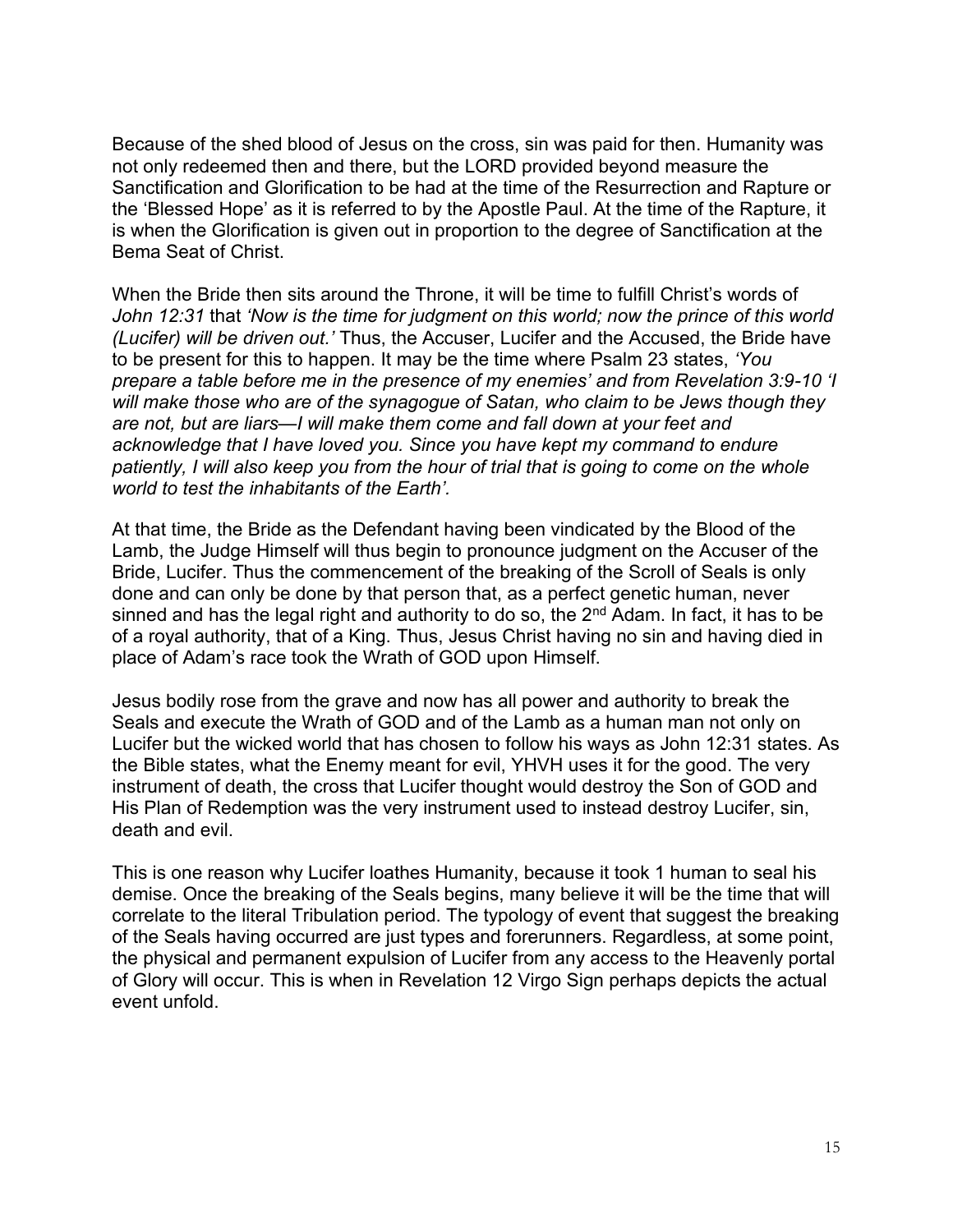Because of the shed blood of Jesus on the cross, sin was paid for then. Humanity was not only redeemed then and there, but the LORD provided beyond measure the Sanctification and Glorification to be had at the time of the Resurrection and Rapture or the 'Blessed Hope' as it is referred to by the Apostle Paul. At the time of the Rapture, it is when the Glorification is given out in proportion to the degree of Sanctification at the Bema Seat of Christ.

When the Bride then sits around the Throne, it will be time to fulfill Christ's words of *John 12:31* that *'Now is the time for judgment on this world; now the prince of this world (Lucifer) will be driven out.'* Thus, the Accuser, Lucifer and the Accused, the Bride have to be present for this to happen. It may be the time where Psalm 23 states, *'You prepare a table before me in the presence of my enemies' and from Revelation 3:9-10 'I will make those who are of the synagogue of Satan, who claim to be Jews though they are not, but are liars—I will make them come and fall down at your feet and acknowledge that I have loved you. Since you have kept my command to endure patiently, I will also keep you from the hour of trial that is going to come on the whole world to test the inhabitants of the Earth'.*

At that time, the Bride as the Defendant having been vindicated by the Blood of the Lamb, the Judge Himself will thus begin to pronounce judgment on the Accuser of the Bride, Lucifer. Thus the commencement of the breaking of the Scroll of Seals is only done and can only be done by that person that, as a perfect genetic human, never sinned and has the legal right and authority to do so, the 2nd Adam. In fact, it has to be of a royal authority, that of a King. Thus, Jesus Christ having no sin and having died in place of Adam's race took the Wrath of GOD upon Himself.

Jesus bodily rose from the grave and now has all power and authority to break the Seals and execute the Wrath of GOD and of the Lamb as a human man not only on Lucifer but the wicked world that has chosen to follow his ways as John 12:31 states. As the Bible states, what the Enemy meant for evil, YHVH uses it for the good. The very instrument of death, the cross that Lucifer thought would destroy the Son of GOD and His Plan of Redemption was the very instrument used to instead destroy Lucifer, sin, death and evil.

This is one reason why Lucifer loathes Humanity, because it took 1 human to seal his demise. Once the breaking of the Seals begins, many believe it will be the time that will correlate to the literal Tribulation period. The typology of event that suggest the breaking of the Seals having occurred are just types and forerunners. Regardless, at some point, the physical and permanent expulsion of Lucifer from any access to the Heavenly portal of Glory will occur. This is when in Revelation 12 Virgo Sign perhaps depicts the actual event unfold.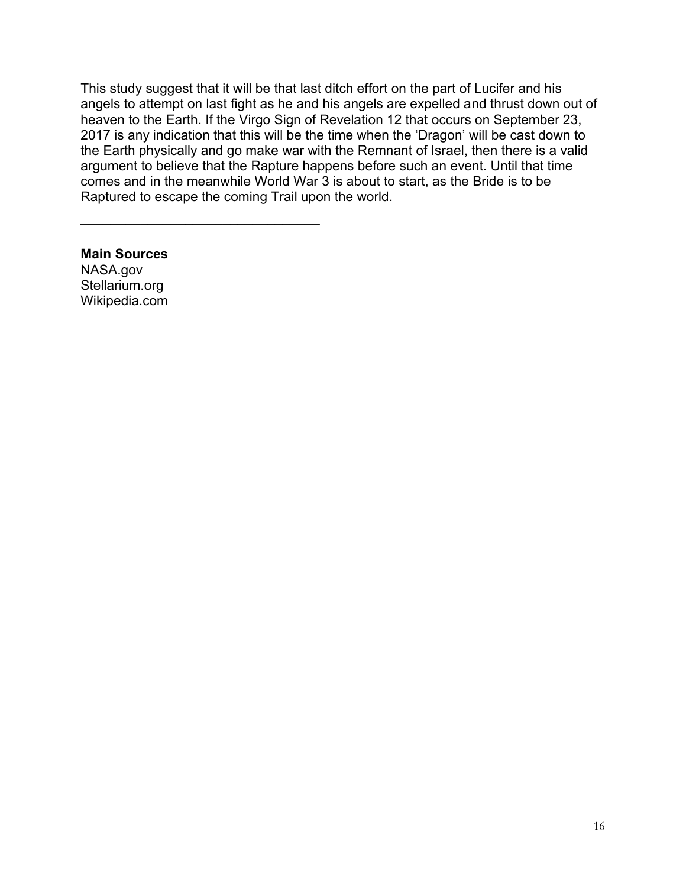This study suggest that it will be that last ditch effort on the part of Lucifer and his angels to attempt on last fight as he and his angels are expelled and thrust down out of heaven to the Earth. If the Virgo Sign of Revelation 12 that occurs on September 23, 2017 is any indication that this will be the time when the 'Dragon' will be cast down to the Earth physically and go make war with the Remnant of Israel, then there is a valid argument to believe that the Rapture happens before such an event. Until that time comes and in the meanwhile World War 3 is about to start, as the Bride is to be Raptured to escape the coming Trail upon the world.

---

**Main Sources**
NASA.gov
Stellarium.org
Wikipedia.com